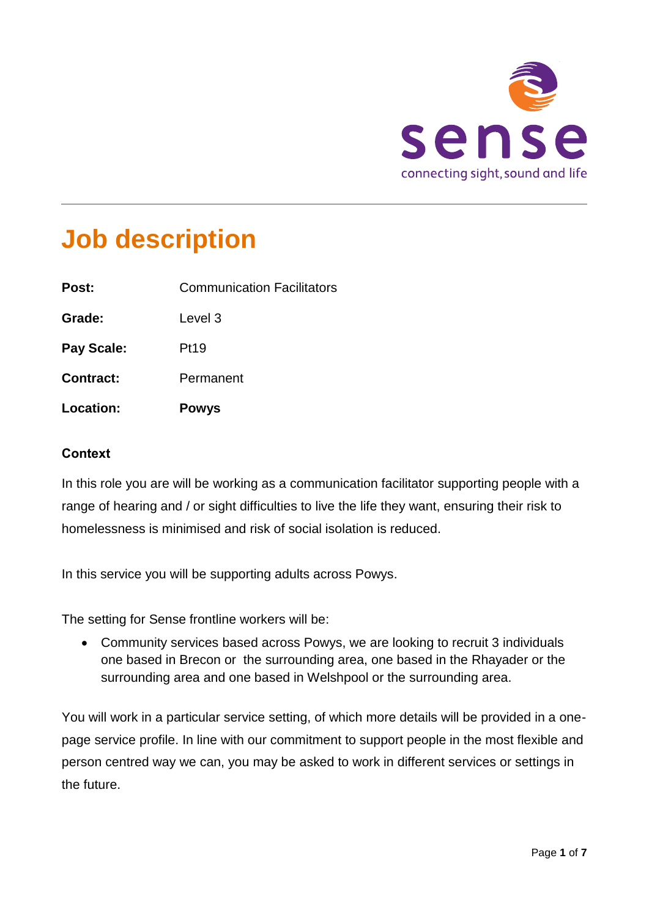sense

connecting sight, sound and life

# Job description

| | |
|---|---|
| **Post:** | Communication Facilitators |
| **Grade:** | Level 3 |
| **Pay Scale:** | Pt19 |
| **Contract:** | Permanent |
| **Location:** | **Powys** |

### Context

In this role you are will be working as a communication facilitator supporting people with a range of hearing and / or sight difficulties to live the life they want, ensuring their risk to homelessness is minimised and risk of social isolation is reduced.

In this service you will be supporting adults across Powys.

The setting for Sense frontline workers will be:

- Community services based across Powys, we are looking to recruit 3 individuals one based in Brecon or the surrounding area, one based in the Rhayader or the surrounding area and one based in Welshpool or the surrounding area.

You will work in a particular service setting, of which more details will be provided in a one-page service profile. In line with our commitment to support people in the most flexible and person centred way we can, you may be asked to work in different services or settings in the future.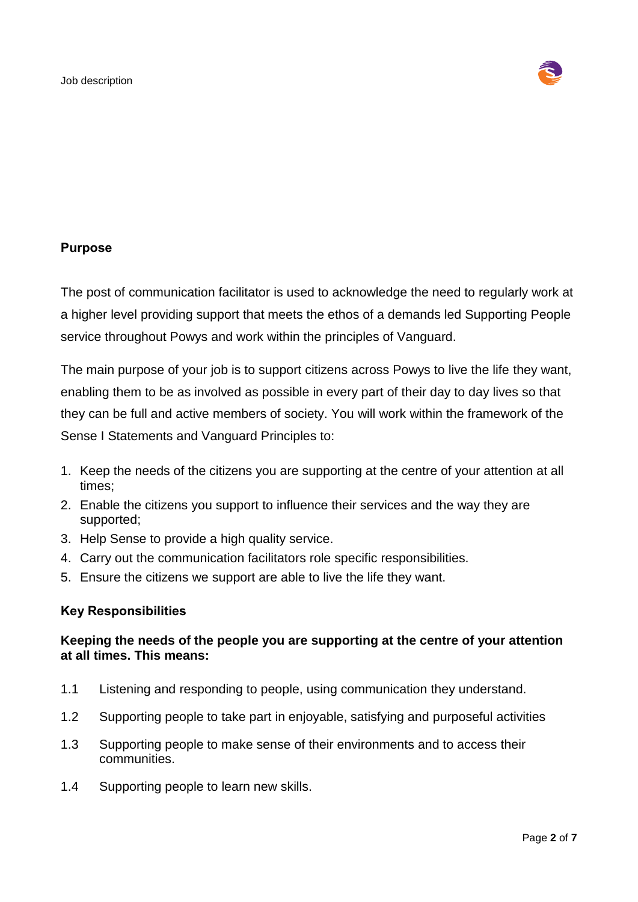## Purpose

The post of communication facilitator is used to acknowledge the need to regularly work at a higher level providing support that meets the ethos of a demands led Supporting People service throughout Powys and work within the principles of Vanguard.

The main purpose of your job is to support citizens across Powys to live the life they want, enabling them to be as involved as possible in every part of their day to day lives so that they can be full and active members of society. You will work within the framework of the Sense I Statements and Vanguard Principles to:

1. Keep the needs of the citizens you are supporting at the centre of your attention at all times;
2. Enable the citizens you support to influence their services and the way they are supported;
3. Help Sense to provide a high quality service.
4. Carry out the communication facilitators role specific responsibilities.
5. Ensure the citizens we support are able to live the life they want.

## Key Responsibilities

### Keeping the needs of the people you are supporting at the centre of your attention at all times. This means:

1.1 Listening and responding to people, using communication they understand.

1.2 Supporting people to take part in enjoyable, satisfying and purposeful activities

1.3 Supporting people to make sense of their environments and to access their communities.

1.4 Supporting people to learn new skills.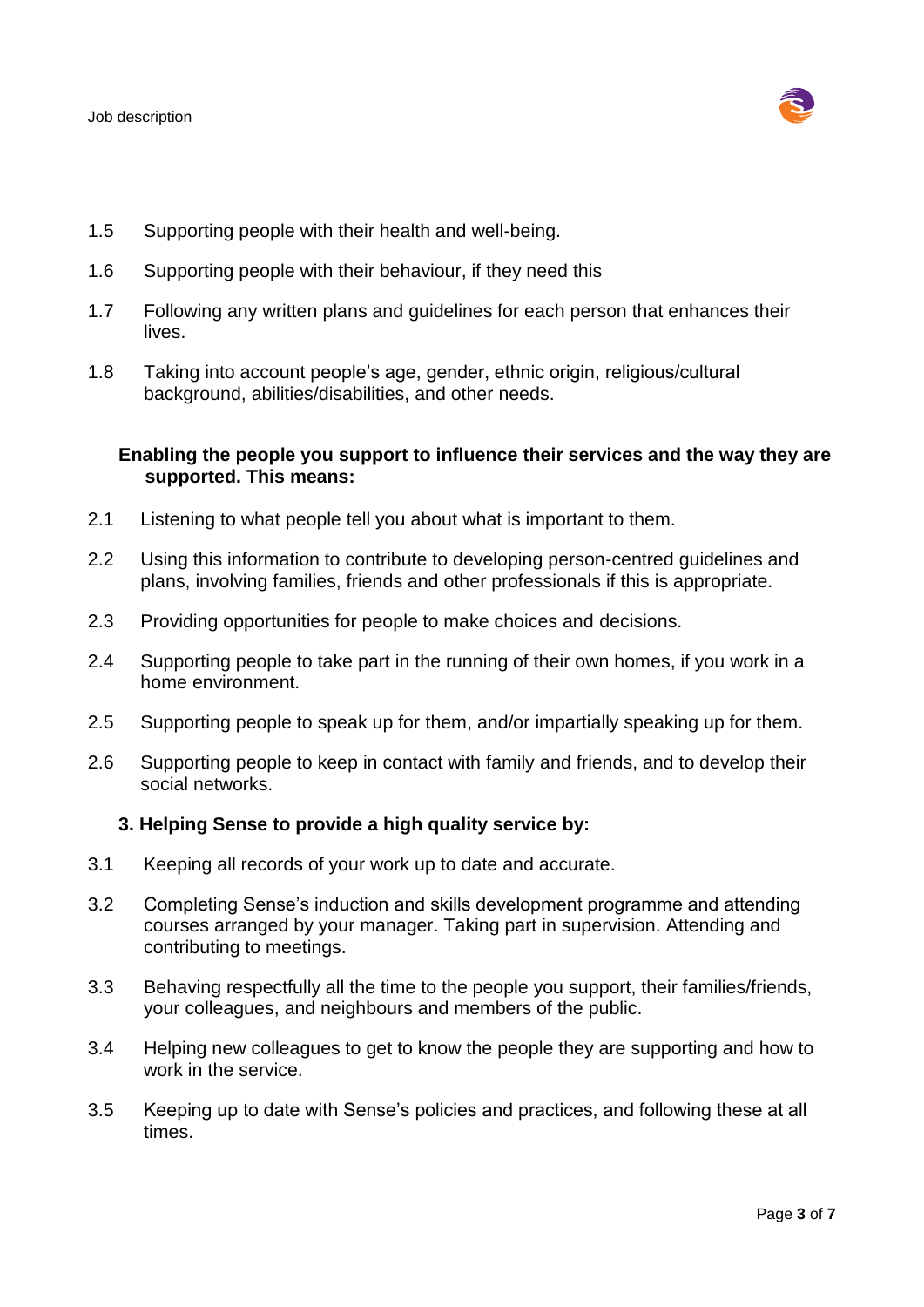1.5 Supporting people with their health and well-being.

1.6 Supporting people with their behaviour, if they need this

1.7 Following any written plans and guidelines for each person that enhances their lives.

1.8 Taking into account people's age, gender, ethnic origin, religious/cultural background, abilities/disabilities, and other needs.

**Enabling the people you support to influence their services and the way they are supported. This means:**

2.1 Listening to what people tell you about what is important to them.

2.2 Using this information to contribute to developing person-centred guidelines and plans, involving families, friends and other professionals if this is appropriate.

2.3 Providing opportunities for people to make choices and decisions.

2.4 Supporting people to take part in the running of their own homes, if you work in a home environment.

2.5 Supporting people to speak up for them, and/or impartially speaking up for them.

2.6 Supporting people to keep in contact with family and friends, and to develop their social networks.

**3. Helping Sense to provide a high quality service by:**

3.1 Keeping all records of your work up to date and accurate.

3.2 Completing Sense's induction and skills development programme and attending courses arranged by your manager. Taking part in supervision. Attending and contributing to meetings.

3.3 Behaving respectfully all the time to the people you support, their families/friends, your colleagues, and neighbours and members of the public.

3.4 Helping new colleagues to get to know the people they are supporting and how to work in the service.

3.5 Keeping up to date with Sense's policies and practices, and following these at all times.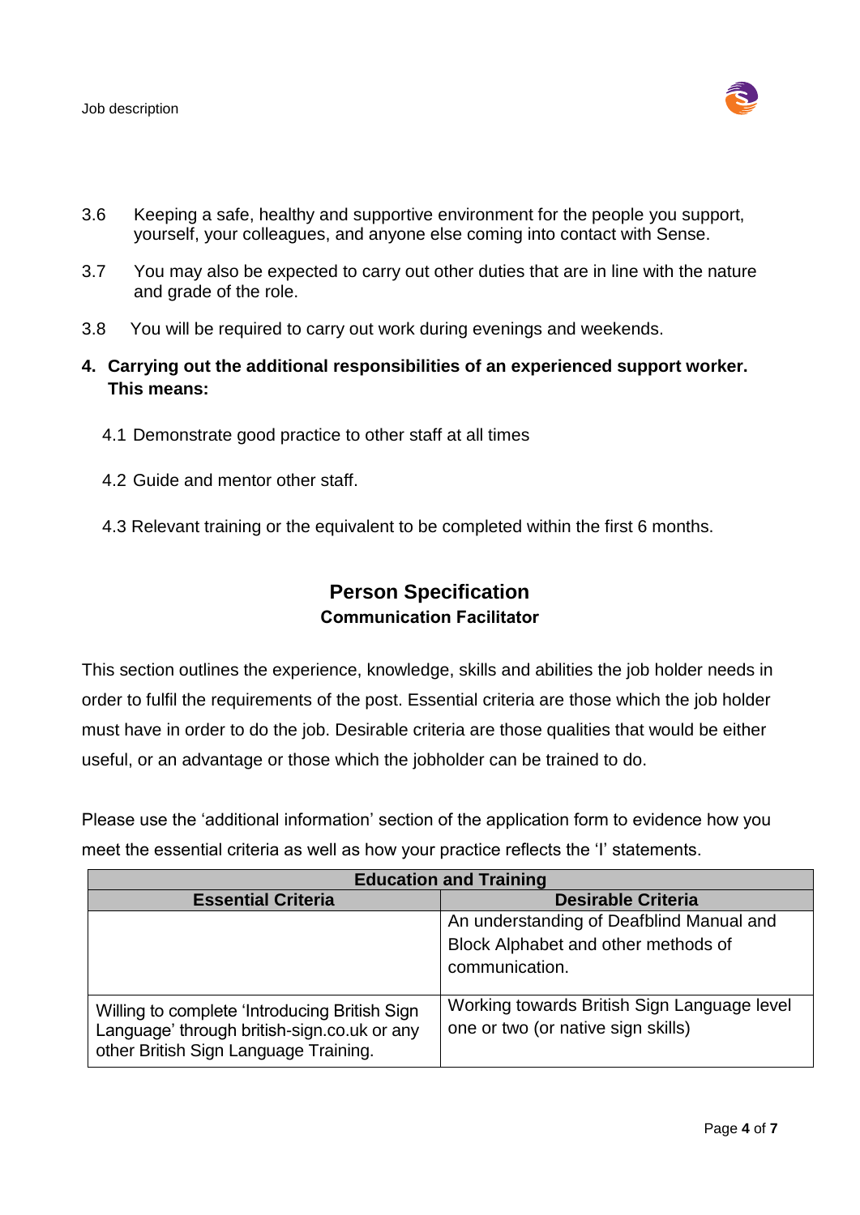3.6 Keeping a safe, healthy and supportive environment for the people you support, yourself, your colleagues, and anyone else coming into contact with Sense.

3.7 You may also be expected to carry out other duties that are in line with the nature and grade of the role.

3.8 You will be required to carry out work during evenings and weekends.

**4. Carrying out the additional responsibilities of an experienced support worker. This means:**

4.1 Demonstrate good practice to other staff at all times

4.2 Guide and mentor other staff.

4.3 Relevant training or the equivalent to be completed within the first 6 months.

## Person Specification

### Communication Facilitator

This section outlines the experience, knowledge, skills and abilities the job holder needs in order to fulfil the requirements of the post. Essential criteria are those which the job holder must have in order to do the job. Desirable criteria are those qualities that would be either useful, or an advantage or those which the jobholder can be trained to do.

Please use the 'additional information' section of the application form to evidence how you meet the essential criteria as well as how your practice reflects the 'I' statements.

| Education and Training | |
|---|---|
| **Essential Criteria** | **Desirable Criteria** |
| | An understanding of Deafblind Manual and Block Alphabet and other methods of communication. |
| Willing to complete 'Introducing British Sign Language' through british-sign.co.uk or any other British Sign Language Training. | Working towards British Sign Language level one or two (or native sign skills) |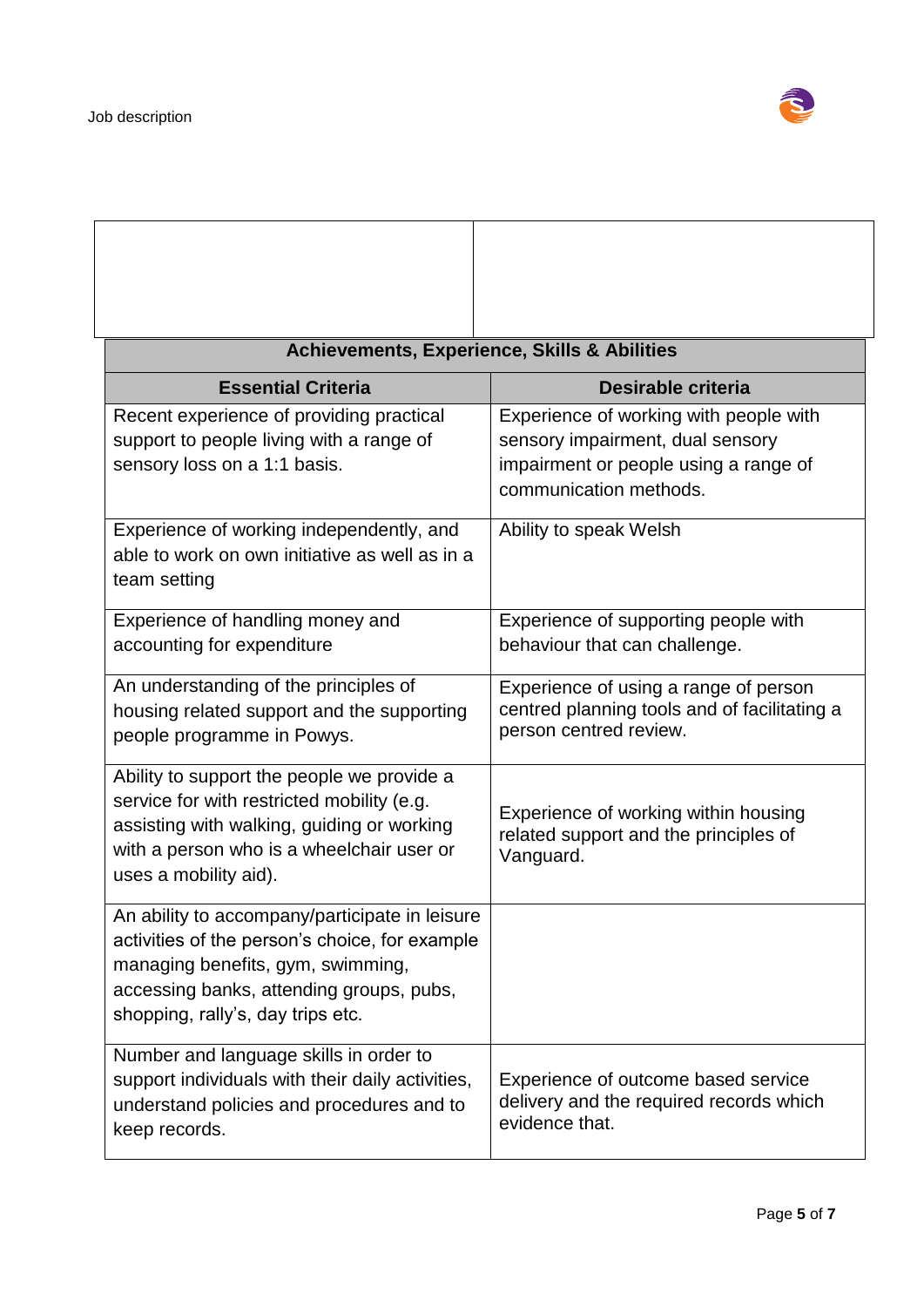| | |
|---|---|
| | |

| Achievements, Experience, Skills & Abilities | |
|---|---|
| **Essential Criteria** | **Desirable criteria** |
| Recent experience of providing practical support to people living with a range of sensory loss on a 1:1 basis. | Experience of working with people with sensory impairment, dual sensory impairment or people using a range of communication methods. |
| Experience of working independently, and able to work on own initiative as well as in a team setting | Ability to speak Welsh |
| Experience of handling money and accounting for expenditure | Experience of supporting people with behaviour that can challenge. |
| An understanding of the principles of housing related support and the supporting people programme in Powys. | Experience of using a range of person centred planning tools and of facilitating a person centred review. |
| Ability to support the people we provide a service for with restricted mobility (e.g. assisting with walking, guiding or working with a person who is a wheelchair user or uses a mobility aid). | Experience of working within housing related support and the principles of Vanguard. |
| An ability to accompany/participate in leisure activities of the person's choice, for example managing benefits, gym, swimming, accessing banks, attending groups, pubs, shopping, rally's, day trips etc. | |
| Number and language skills in order to support individuals with their daily activities, understand policies and procedures and to keep records. | Experience of outcome based service delivery and the required records which evidence that. |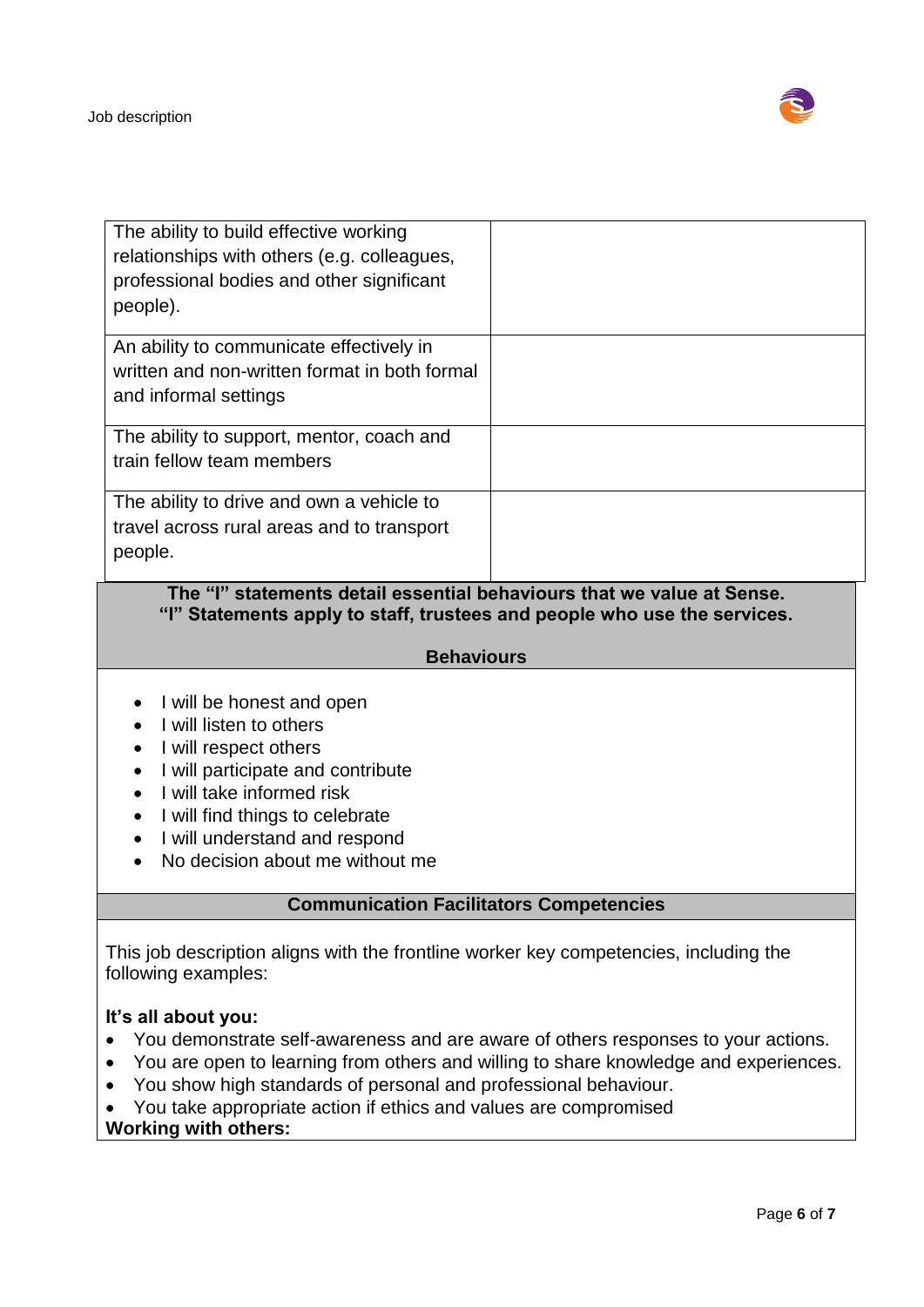| | |
|---|---|
| The ability to build effective working relationships with others (e.g. colleagues, professional bodies and other significant people). | |
| An ability to communicate effectively in written and non-written format in both formal and informal settings | |
| The ability to support, mentor, coach and train fellow team members | |
| The ability to drive and own a vehicle to travel across rural areas and to transport people. | |

**The "I" statements detail essential behaviours that we value at Sense.**
**"I" Statements apply to staff, trustees and people who use the services.**

**Behaviours**

- I will be honest and open
- I will listen to others
- I will respect others
- I will participate and contribute
- I will take informed risk
- I will find things to celebrate
- I will understand and respond
- No decision about me without me

**Communication Facilitators Competencies**

This job description aligns with the frontline worker key competencies, including the following examples:

**It's all about you:**

- You demonstrate self-awareness and are aware of others responses to your actions.
- You are open to learning from others and willing to share knowledge and experiences.
- You show high standards of personal and professional behaviour.
- You take appropriate action if ethics and values are compromised

**Working with others:**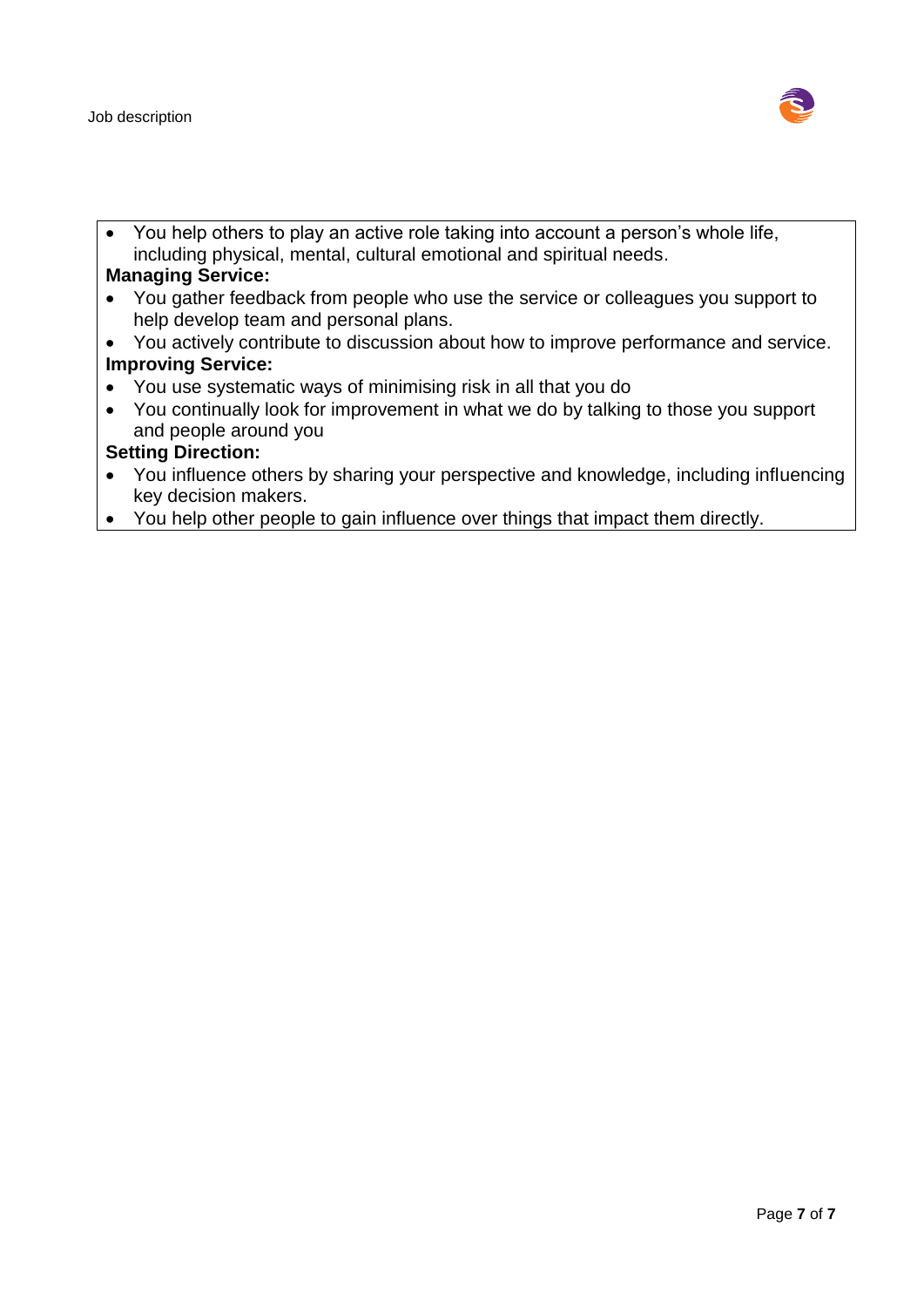- You help others to play an active role taking into account a person's whole life, including physical, mental, cultural emotional and spiritual needs.

**Managing Service:**

- You gather feedback from people who use the service or colleagues you support to help develop team and personal plans.
- You actively contribute to discussion about how to improve performance and service.

**Improving Service:**

- You use systematic ways of minimising risk in all that you do
- You continually look for improvement in what we do by talking to those you support and people around you

**Setting Direction:**

- You influence others by sharing your perspective and knowledge, including influencing key decision makers.
- You help other people to gain influence over things that impact them directly.